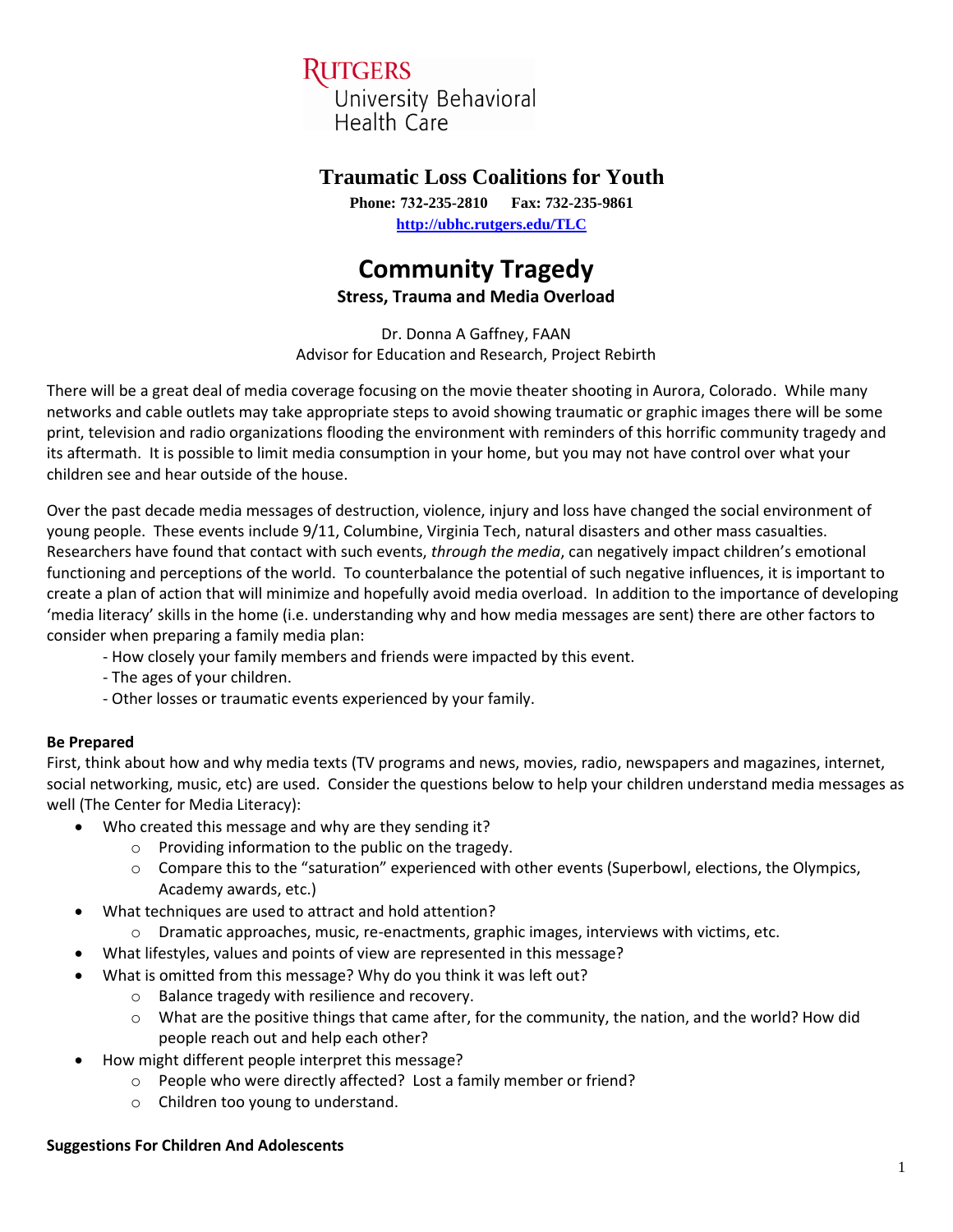RUTGERS
University Behavioral Health Care

# Traumatic Loss Coalitions for Youth

**Phone: 732-235-2810 Fax: 732-235-9861**
**http://ubhc.rutgers.edu/TLC**

# Community Tragedy

## Stress, Trauma and Media Overload

Dr. Donna A Gaffney, FAAN
Advisor for Education and Research, Project Rebirth

There will be a great deal of media coverage focusing on the movie theater shooting in Aurora, Colorado. While many networks and cable outlets may take appropriate steps to avoid showing traumatic or graphic images there will be some print, television and radio organizations flooding the environment with reminders of this horrific community tragedy and its aftermath. It is possible to limit media consumption in your home, but you may not have control over what your children see and hear outside of the house.

Over the past decade media messages of destruction, violence, injury and loss have changed the social environment of young people. These events include 9/11, Columbine, Virginia Tech, natural disasters and other mass casualties. Researchers have found that contact with such events, *through the media*, can negatively impact children's emotional functioning and perceptions of the world. To counterbalance the potential of such negative influences, it is important to create a plan of action that will minimize and hopefully avoid media overload. In addition to the importance of developing 'media literacy' skills in the home (i.e. understanding why and how media messages are sent) there are other factors to consider when preparing a family media plan:

- How closely your family members and friends were impacted by this event.
- The ages of your children.
- Other losses or traumatic events experienced by your family.

**Be Prepared**
First, think about how and why media texts (TV programs and news, movies, radio, newspapers and magazines, internet, social networking, music, etc) are used. Consider the questions below to help your children understand media messages as well (The Center for Media Literacy):

- Who created this message and why are they sending it?
  - Providing information to the public on the tragedy.
  - Compare this to the "saturation" experienced with other events (Superbowl, elections, the Olympics, Academy awards, etc.)
- What techniques are used to attract and hold attention?
  - Dramatic approaches, music, re-enactments, graphic images, interviews with victims, etc.
- What lifestyles, values and points of view are represented in this message?
- What is omitted from this message? Why do you think it was left out?
  - Balance tragedy with resilience and recovery.
  - What are the positive things that came after, for the community, the nation, and the world? How did people reach out and help each other?
- How might different people interpret this message?
  - People who were directly affected? Lost a family member or friend?
  - Children too young to understand.

**Suggestions For Children And Adolescents**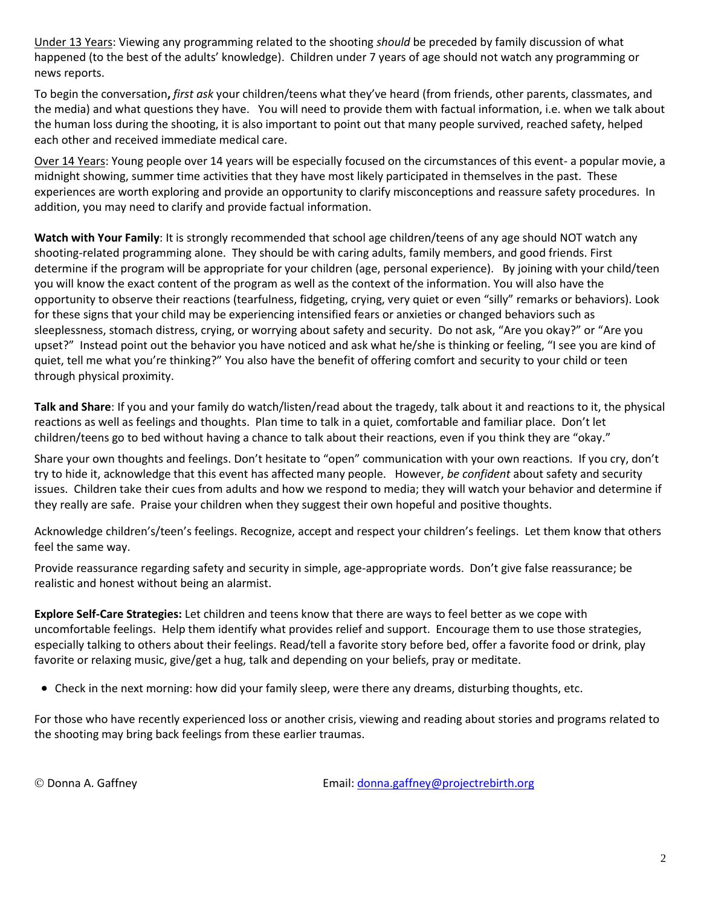Under 13 Years: Viewing any programming related to the shooting *should* be preceded by family discussion of what happened (to the best of the adults' knowledge). Children under 7 years of age should not watch any programming or news reports.

To begin the conversation**,** *first ask* your children/teens what they've heard (from friends, other parents, classmates, and the media) and what questions they have. You will need to provide them with factual information, i.e. when we talk about the human loss during the shooting, it is also important to point out that many people survived, reached safety, helped each other and received immediate medical care.

Over 14 Years: Young people over 14 years will be especially focused on the circumstances of this event- a popular movie, a midnight showing, summer time activities that they have most likely participated in themselves in the past. These experiences are worth exploring and provide an opportunity to clarify misconceptions and reassure safety procedures. In addition, you may need to clarify and provide factual information.

**Watch with Your Family**: It is strongly recommended that school age children/teens of any age should NOT watch any shooting-related programming alone. They should be with caring adults, family members, and good friends. First determine if the program will be appropriate for your children (age, personal experience). By joining with your child/teen you will know the exact content of the program as well as the context of the information. You will also have the opportunity to observe their reactions (tearfulness, fidgeting, crying, very quiet or even "silly" remarks or behaviors). Look for these signs that your child may be experiencing intensified fears or anxieties or changed behaviors such as sleeplessness, stomach distress, crying, or worrying about safety and security. Do not ask, "Are you okay?" or "Are you upset?" Instead point out the behavior you have noticed and ask what he/she is thinking or feeling, "I see you are kind of quiet, tell me what you're thinking?" You also have the benefit of offering comfort and security to your child or teen through physical proximity.

**Talk and Share**: If you and your family do watch/listen/read about the tragedy, talk about it and reactions to it, the physical reactions as well as feelings and thoughts. Plan time to talk in a quiet, comfortable and familiar place. Don't let children/teens go to bed without having a chance to talk about their reactions, even if you think they are "okay."

Share your own thoughts and feelings. Don't hesitate to "open" communication with your own reactions. If you cry, don't try to hide it, acknowledge that this event has affected many people. However, *be confident* about safety and security issues. Children take their cues from adults and how we respond to media; they will watch your behavior and determine if they really are safe. Praise your children when they suggest their own hopeful and positive thoughts.

Acknowledge children's/teen's feelings. Recognize, accept and respect your children's feelings. Let them know that others feel the same way.

Provide reassurance regarding safety and security in simple, age-appropriate words. Don't give false reassurance; be realistic and honest without being an alarmist.

**Explore Self-Care Strategies:** Let children and teens know that there are ways to feel better as we cope with uncomfortable feelings. Help them identify what provides relief and support. Encourage them to use those strategies, especially talking to others about their feelings. Read/tell a favorite story before bed, offer a favorite food or drink, play favorite or relaxing music, give/get a hug, talk and depending on your beliefs, pray or meditate.

- Check in the next morning: how did your family sleep, were there any dreams, disturbing thoughts, etc.

For those who have recently experienced loss or another crisis, viewing and reading about stories and programs related to the shooting may bring back feelings from these earlier traumas.

© Donna A. Gaffney Email: donna.gaffney@projectrebirth.org